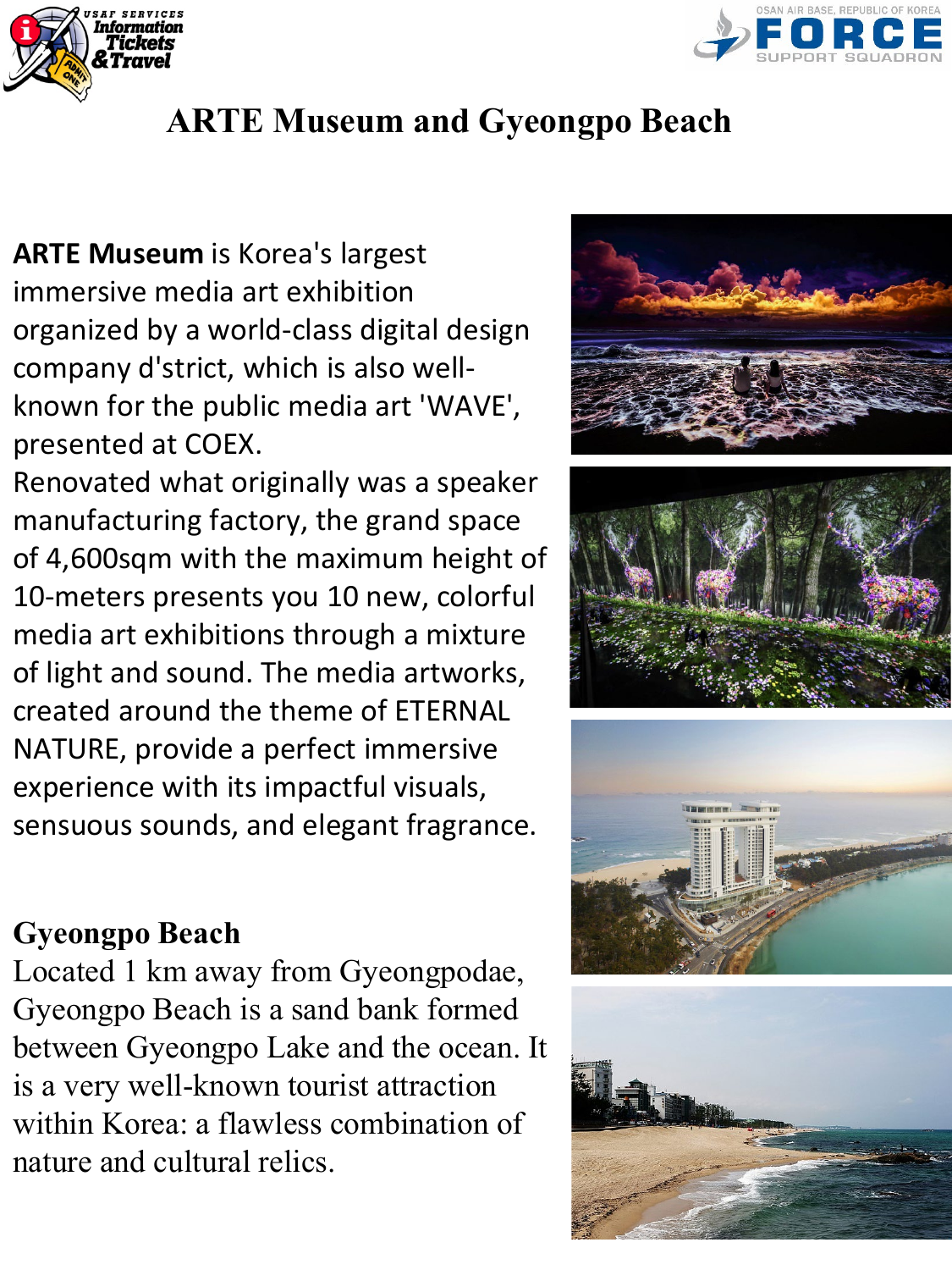# ARTE Museum and Gyeongpo Beach

**ARTE Museum** is Korea's largest immersive media art exhibition organized by a world-class digital design company d'strict, which is also well-known for the public media art 'WAVE', presented at COEX.

Renovated what originally was a speaker manufacturing factory, the grand space of 4,600sqm with the maximum height of 10-meters presents you 10 new, colorful media art exhibitions through a mixture of light and sound. The media artworks, created around the theme of ETERNAL NATURE, provide a perfect immersive experience with its impactful visuals, sensuous sounds, and elegant fragrance.

## Gyeongpo Beach

Located 1 km away from Gyeongpodae, Gyeongpo Beach is a sand bank formed between Gyeongpo Lake and the ocean. It is a very well-known tourist attraction within Korea: a flawless combination of nature and cultural relics.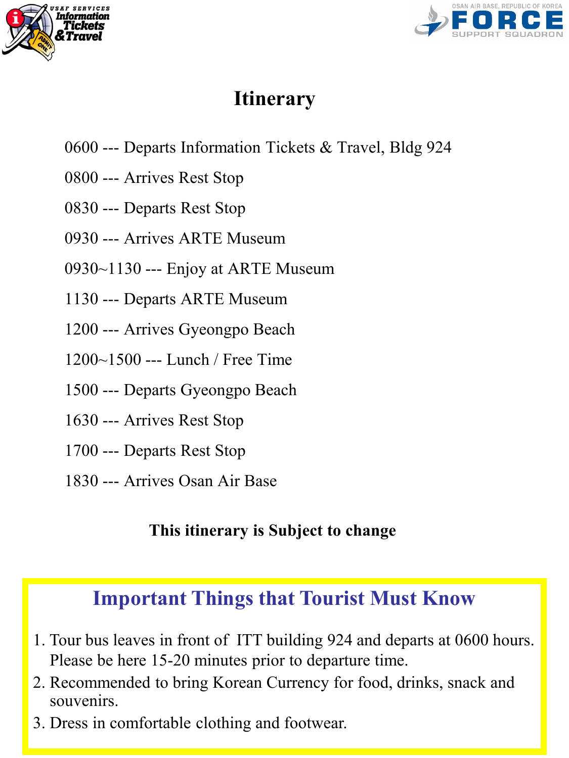USAF SERVICES Information Tickets & Travel

OSAN AIR BASE, REPUBLIC OF KOREA FORCE SUPPORT SQUADRON

# Itinerary

0600 --- Departs Information Tickets & Travel, Bldg 924

0800 --- Arrives Rest Stop

0830 --- Departs Rest Stop

0930 --- Arrives ARTE Museum

0930~1130 --- Enjoy at ARTE Museum

1130 --- Departs ARTE Museum

1200 --- Arrives Gyeongpo Beach

1200~1500 --- Lunch / Free Time

1500 --- Departs Gyeongpo Beach

1630 --- Arrives Rest Stop

1700 --- Departs Rest Stop

1830 --- Arrives Osan Air Base

**This itinerary is Subject to change**

## Important Things that Tourist Must Know

1. Tour bus leaves in front of ITT building 924 and departs at 0600 hours. Please be here 15-20 minutes prior to departure time.
2. Recommended to bring Korean Currency for food, drinks, snack and souvenirs.
3. Dress in comfortable clothing and footwear.